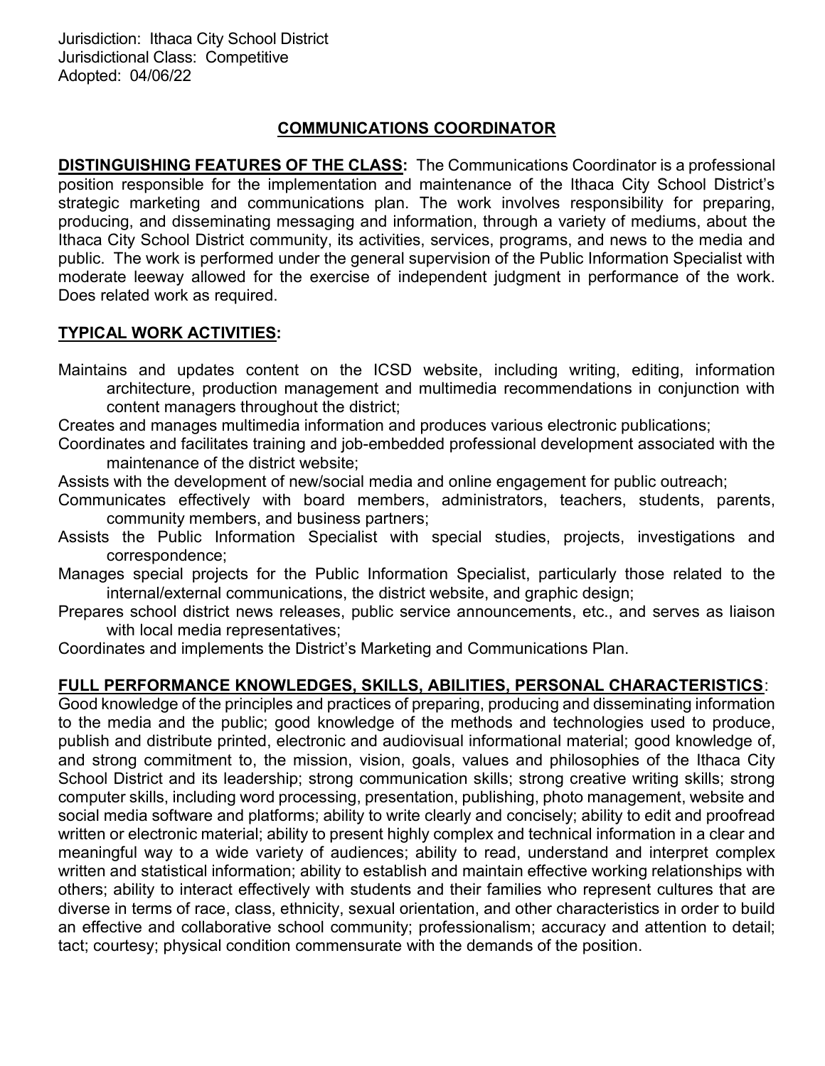Jurisdiction: Ithaca City School District
Jurisdictional Class: Competitive
Adopted: 04/06/22

# COMMUNICATIONS COORDINATOR

**DISTINGUISHING FEATURES OF THE CLASS:** The Communications Coordinator is a professional position responsible for the implementation and maintenance of the Ithaca City School District's strategic marketing and communications plan. The work involves responsibility for preparing, producing, and disseminating messaging and information, through a variety of mediums, about the Ithaca City School District community, its activities, services, programs, and news to the media and public. The work is performed under the general supervision of the Public Information Specialist with moderate leeway allowed for the exercise of independent judgment in performance of the work. Does related work as required.

**TYPICAL WORK ACTIVITIES:**

Maintains and updates content on the ICSD website, including writing, editing, information architecture, production management and multimedia recommendations in conjunction with content managers throughout the district;

Creates and manages multimedia information and produces various electronic publications;

Coordinates and facilitates training and job-embedded professional development associated with the maintenance of the district website;

Assists with the development of new/social media and online engagement for public outreach;

Communicates effectively with board members, administrators, teachers, students, parents, community members, and business partners;

Assists the Public Information Specialist with special studies, projects, investigations and correspondence;

Manages special projects for the Public Information Specialist, particularly those related to the internal/external communications, the district website, and graphic design;

Prepares school district news releases, public service announcements, etc., and serves as liaison with local media representatives;

Coordinates and implements the District's Marketing and Communications Plan.

**FULL PERFORMANCE KNOWLEDGES, SKILLS, ABILITIES, PERSONAL CHARACTERISTICS**:
Good knowledge of the principles and practices of preparing, producing and disseminating information to the media and the public; good knowledge of the methods and technologies used to produce, publish and distribute printed, electronic and audiovisual informational material; good knowledge of, and strong commitment to, the mission, vision, goals, values and philosophies of the Ithaca City School District and its leadership; strong communication skills; strong creative writing skills; strong computer skills, including word processing, presentation, publishing, photo management, website and social media software and platforms; ability to write clearly and concisely; ability to edit and proofread written or electronic material; ability to present highly complex and technical information in a clear and meaningful way to a wide variety of audiences; ability to read, understand and interpret complex written and statistical information; ability to establish and maintain effective working relationships with others; ability to interact effectively with students and their families who represent cultures that are diverse in terms of race, class, ethnicity, sexual orientation, and other characteristics in order to build an effective and collaborative school community; professionalism; accuracy and attention to detail; tact; courtesy; physical condition commensurate with the demands of the position.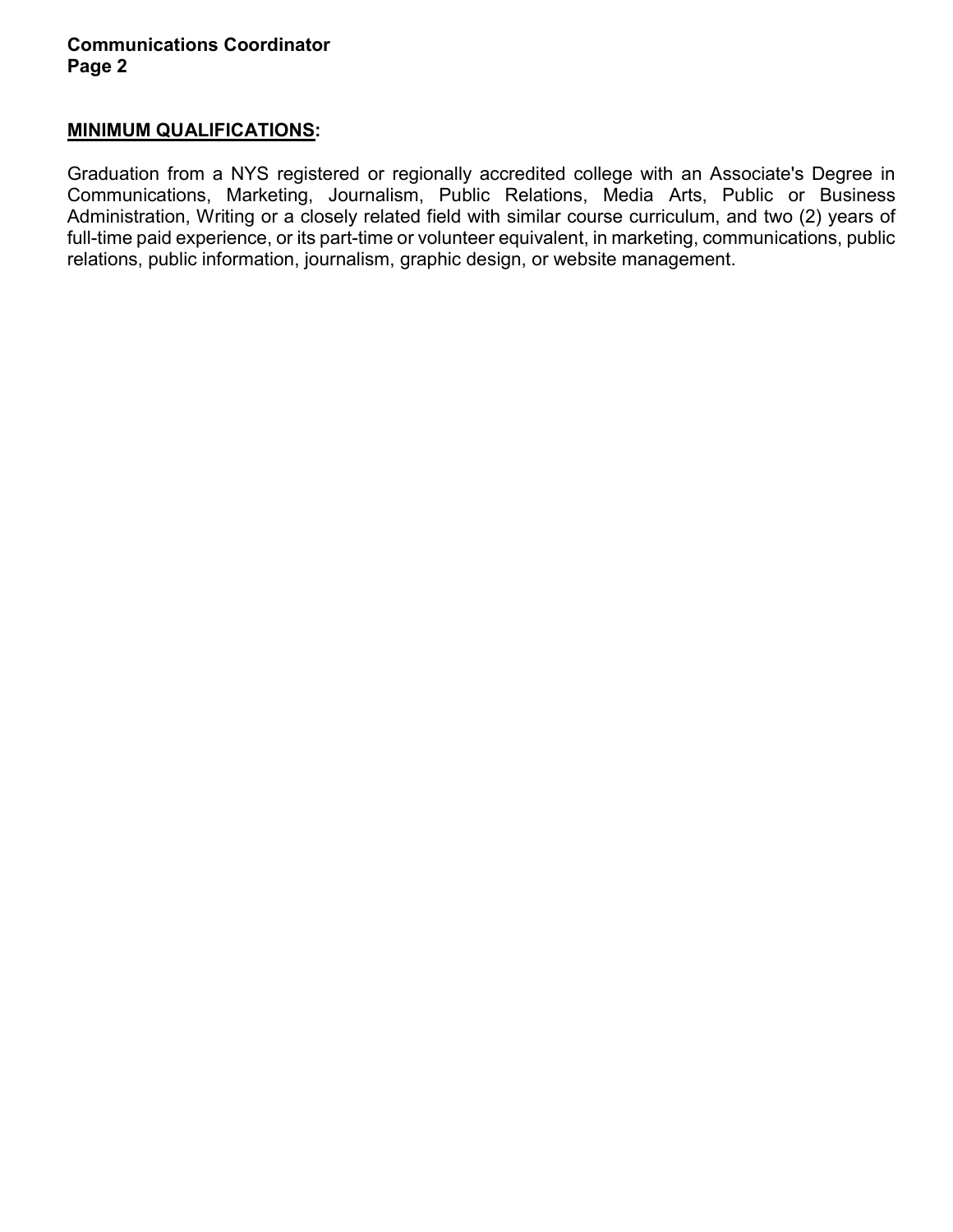## MINIMUM QUALIFICATIONS:

Graduation from a NYS registered or regionally accredited college with an Associate's Degree in Communications, Marketing, Journalism, Public Relations, Media Arts, Public or Business Administration, Writing or a closely related field with similar course curriculum, and two (2) years of full-time paid experience, or its part-time or volunteer equivalent, in marketing, communications, public relations, public information, journalism, graphic design, or website management.